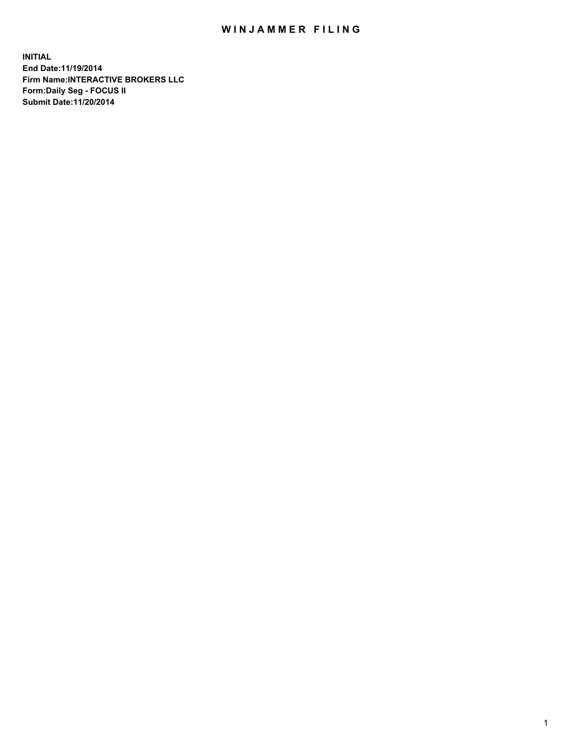# WINJAMMER FILING

**INITIAL**
**End Date:11/19/2014**
**Firm Name:INTERACTIVE BROKERS LLC**
**Form:Daily Seg - FOCUS II**
**Submit Date:11/20/2014**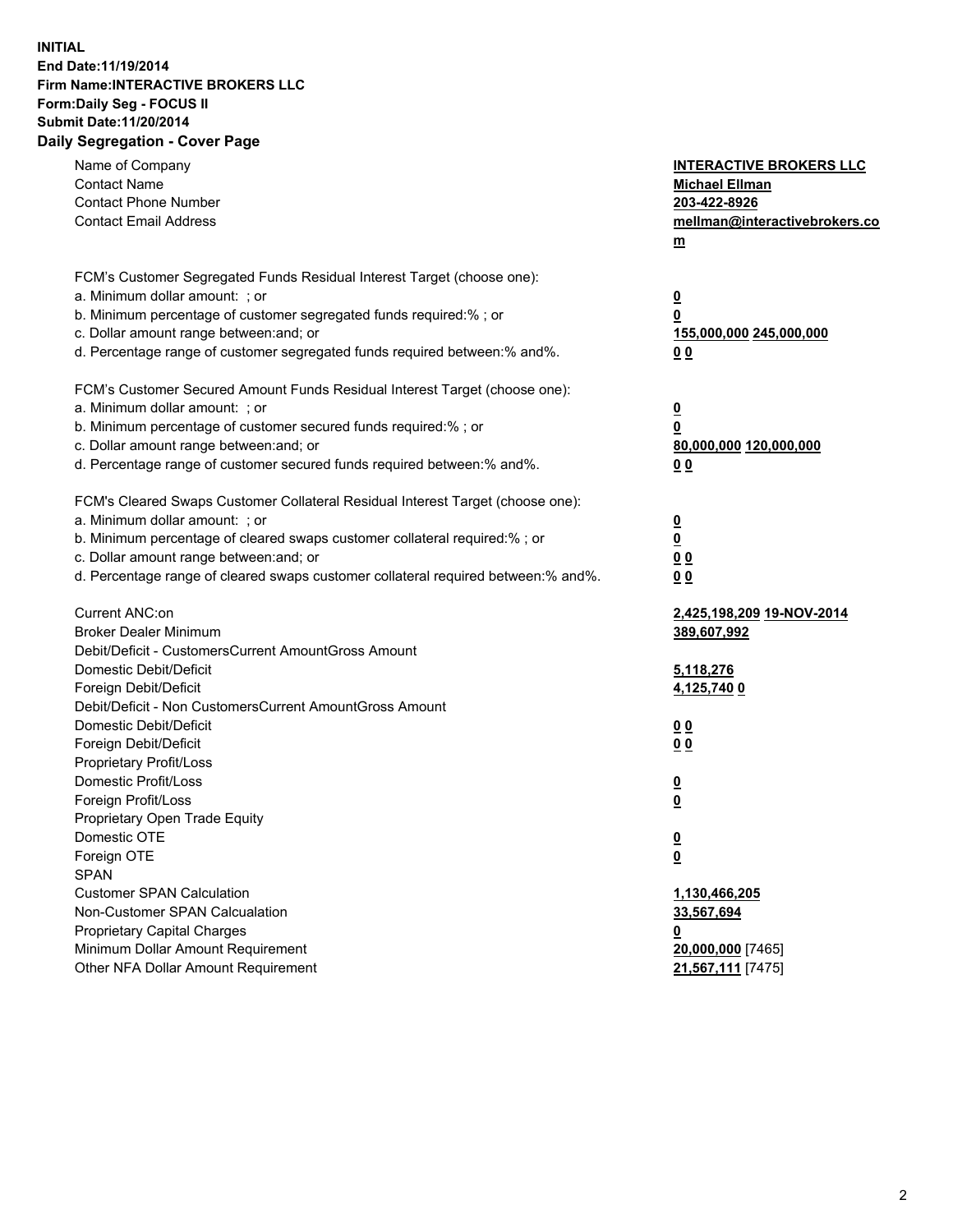**INITIAL**
**End Date:11/19/2014**
**Firm Name:INTERACTIVE BROKERS LLC**
**Form:Daily Seg - FOCUS II**
**Submit Date:11/20/2014**
**Daily Segregation - Cover Page**

| | |
|---|---|
| Name of Company | **INTERACTIVE BROKERS LLC** |
| Contact Name | **Michael Ellman** |
| Contact Phone Number | **203-422-8926** |
| Contact Email Address | **mellman@interactivebrokers.com** |
| FCM's Customer Segregated Funds Residual Interest Target (choose one): | |
| a. Minimum dollar amount: ; or | **0** |
| b. Minimum percentage of customer segregated funds required:% ; or | **0** |
| c. Dollar amount range between:and; or | **155,000,000 245,000,000** |
| d. Percentage range of customer segregated funds required between:% and%. | **0 0** |
| FCM's Customer Secured Amount Funds Residual Interest Target (choose one): | |
| a. Minimum dollar amount: ; or | **0** |
| b. Minimum percentage of customer secured funds required:% ; or | **0** |
| c. Dollar amount range between:and; or | **80,000,000 120,000,000** |
| d. Percentage range of customer secured funds required between:% and%. | **0 0** |
| FCM's Cleared Swaps Customer Collateral Residual Interest Target (choose one): | |
| a. Minimum dollar amount: ; or | **0** |
| b. Minimum percentage of cleared swaps customer collateral required:% ; or | **0** |
| c. Dollar amount range between:and; or | **0 0** |
| d. Percentage range of cleared swaps customer collateral required between:% and%. | **0 0** |
| Current ANC:on | **2,425,198,209 19-NOV-2014** |
| Broker Dealer Minimum | **389,607,992** |
| Debit/Deficit - CustomersCurrent AmountGross Amount | |
| Domestic Debit/Deficit | **5,118,276** |
| Foreign Debit/Deficit | **4,125,740 0** |
| Debit/Deficit - Non CustomersCurrent AmountGross Amount | |
| Domestic Debit/Deficit | **0 0** |
| Foreign Debit/Deficit | **0 0** |
| Proprietary Profit/Loss | |
| Domestic Profit/Loss | **0** |
| Foreign Profit/Loss | **0** |
| Proprietary Open Trade Equity | |
| Domestic OTE | **0** |
| Foreign OTE | **0** |
| SPAN | |
| Customer SPAN Calculation | **1,130,466,205** |
| Non-Customer SPAN Calcualation | **33,567,694** |
| Proprietary Capital Charges | **0** |
| Minimum Dollar Amount Requirement | **20,000,000** [7465] |
| Other NFA Dollar Amount Requirement | **21,567,111** [7475] |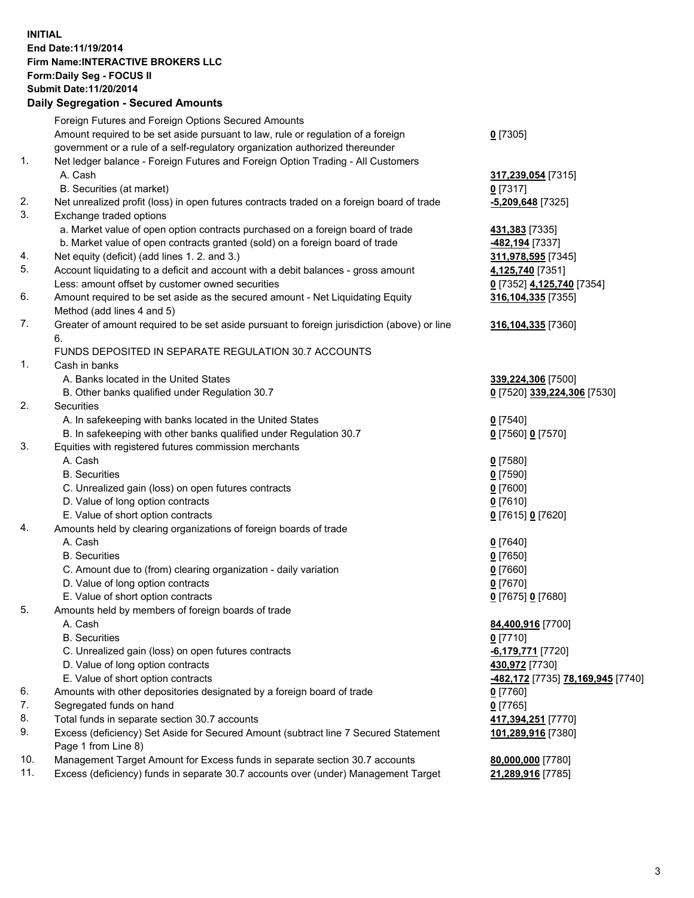**INITIAL**
**End Date:11/19/2014**
**Firm Name:INTERACTIVE BROKERS LLC**
**Form:Daily Seg - FOCUS II**
**Submit Date:11/20/2014**

## Daily Segregation - Secured Amounts

| | | |
|---|---|---|
| | Foreign Futures and Foreign Options Secured Amounts | |
| | Amount required to be set aside pursuant to law, rule or regulation of a foreign government or a rule of a self-regulatory organization authorized thereunder | **0** [7305] |
| 1. | Net ledger balance - Foreign Futures and Foreign Option Trading - All Customers | |
| | A. Cash | **317,239,054** [7315] |
| | B. Securities (at market) | **0** [7317] |
| 2. | Net unrealized profit (loss) in open futures contracts traded on a foreign board of trade | **-5,209,648** [7325] |
| 3. | Exchange traded options | |
| | a. Market value of open option contracts purchased on a foreign board of trade | **431,383** [7335] |
| | b. Market value of open contracts granted (sold) on a foreign board of trade | **-482,194** [7337] |
| 4. | Net equity (deficit) (add lines 1. 2. and 3.) | **311,978,595** [7345] |
| 5. | Account liquidating to a deficit and account with a debit balances - gross amount | **4,125,740** [7351] |
| | Less: amount offset by customer owned securities | **0** [7352] **4,125,740** [7354] |
| 6. | Amount required to be set aside as the secured amount - Net Liquidating Equity Method (add lines 4 and 5) | **316,104,335** [7355] |
| 7. | Greater of amount required to be set aside pursuant to foreign jurisdiction (above) or line 6. | **316,104,335** [7360] |
| | FUNDS DEPOSITED IN SEPARATE REGULATION 30.7 ACCOUNTS | |
| 1. | Cash in banks | |
| | A. Banks located in the United States | **339,224,306** [7500] |
| | B. Other banks qualified under Regulation 30.7 | **0** [7520] **339,224,306** [7530] |
| 2. | Securities | |
| | A. In safekeeping with banks located in the United States | **0** [7540] |
| | B. In safekeeping with other banks qualified under Regulation 30.7 | **0** [7560] **0** [7570] |
| 3. | Equities with registered futures commission merchants | |
| | A. Cash | **0** [7580] |
| | B. Securities | **0** [7590] |
| | C. Unrealized gain (loss) on open futures contracts | **0** [7600] |
| | D. Value of long option contracts | **0** [7610] |
| | E. Value of short option contracts | **0** [7615] **0** [7620] |
| 4. | Amounts held by clearing organizations of foreign boards of trade | |
| | A. Cash | **0** [7640] |
| | B. Securities | **0** [7650] |
| | C. Amount due to (from) clearing organization - daily variation | **0** [7660] |
| | D. Value of long option contracts | **0** [7670] |
| | E. Value of short option contracts | **0** [7675] **0** [7680] |
| 5. | Amounts held by members of foreign boards of trade | |
| | A. Cash | **84,400,916** [7700] |
| | B. Securities | **0** [7710] |
| | C. Unrealized gain (loss) on open futures contracts | **-6,179,771** [7720] |
| | D. Value of long option contracts | **430,972** [7730] |
| | E. Value of short option contracts | **-482,172** [7735] **78,169,945** [7740] |
| 6. | Amounts with other depositories designated by a foreign board of trade | **0** [7760] |
| 7. | Segregated funds on hand | **0** [7765] |
| 8. | Total funds in separate section 30.7 accounts | **417,394,251** [7770] |
| 9. | Excess (deficiency) Set Aside for Secured Amount (subtract line 7 Secured Statement Page 1 from Line 8) | **101,289,916** [7380] |
| 10. | Management Target Amount for Excess funds in separate section 30.7 accounts | **80,000,000** [7780] |
| 11. | Excess (deficiency) funds in separate 30.7 accounts over (under) Management Target | **21,289,916** [7785] |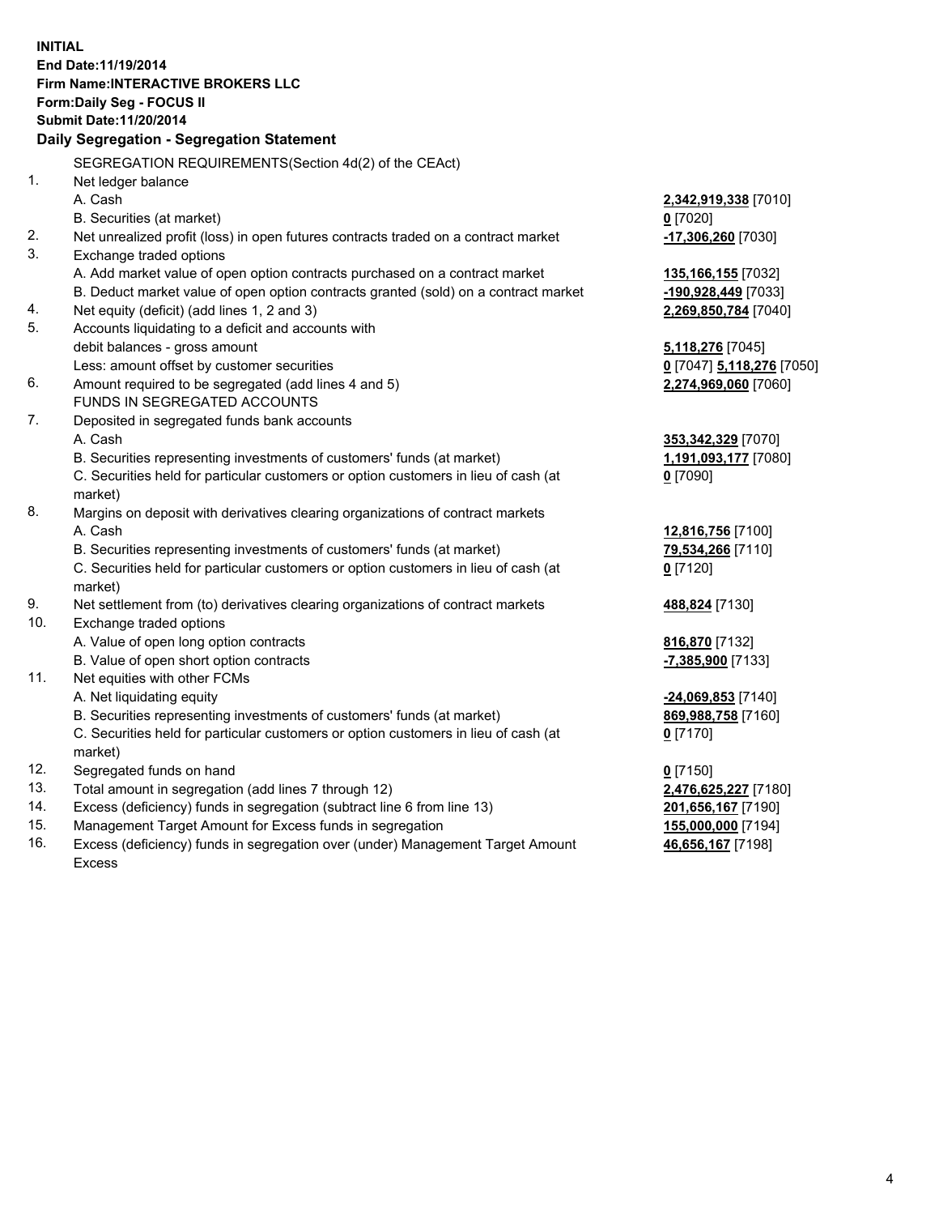**INITIAL**
**End Date:11/19/2014**
**Firm Name:INTERACTIVE BROKERS LLC**
**Form:Daily Seg - FOCUS II**
**Submit Date:11/20/2014**

**Daily Segregation - Segregation Statement**

| | | |
|---|---|---|
| | SEGREGATION REQUIREMENTS(Section 4d(2) of the CEAct) | |
| 1. | Net ledger balance | |
| | A. Cash | **2,342,919,338** [7010] |
| | B. Securities (at market) | **0** [7020] |
| 2. | Net unrealized profit (loss) in open futures contracts traded on a contract market | **-17,306,260** [7030] |
| 3. | Exchange traded options | |
| | A. Add market value of open option contracts purchased on a contract market | **135,166,155** [7032] |
| | B. Deduct market value of open option contracts granted (sold) on a contract market | **-190,928,449** [7033] |
| 4. | Net equity (deficit) (add lines 1, 2 and 3) | **2,269,850,784** [7040] |
| 5. | Accounts liquidating to a deficit and accounts with debit balances - gross amount | **5,118,276** [7045] |
| | Less: amount offset by customer securities | **0** [7047] **5,118,276** [7050] |
| 6. | Amount required to be segregated (add lines 4 and 5) | **2,274,969,060** [7060] |
| | FUNDS IN SEGREGATED ACCOUNTS | |
| 7. | Deposited in segregated funds bank accounts | |
| | A. Cash | **353,342,329** [7070] |
| | B. Securities representing investments of customers' funds (at market) | **1,191,093,177** [7080] |
| | C. Securities held for particular customers or option customers in lieu of cash (at market) | **0** [7090] |
| 8. | Margins on deposit with derivatives clearing organizations of contract markets | |
| | A. Cash | **12,816,756** [7100] |
| | B. Securities representing investments of customers' funds (at market) | **79,534,266** [7110] |
| | C. Securities held for particular customers or option customers in lieu of cash (at market) | **0** [7120] |
| 9. | Net settlement from (to) derivatives clearing organizations of contract markets | **488,824** [7130] |
| 10. | Exchange traded options | |
| | A. Value of open long option contracts | **816,870** [7132] |
| | B. Value of open short option contracts | **-7,385,900** [7133] |
| 11. | Net equities with other FCMs | |
| | A. Net liquidating equity | **-24,069,853** [7140] |
| | B. Securities representing investments of customers' funds (at market) | **869,988,758** [7160] |
| | C. Securities held for particular customers or option customers in lieu of cash (at market) | **0** [7170] |
| 12. | Segregated funds on hand | **0** [7150] |
| 13. | Total amount in segregation (add lines 7 through 12) | **2,476,625,227** [7180] |
| 14. | Excess (deficiency) funds in segregation (subtract line 6 from line 13) | **201,656,167** [7190] |
| 15. | Management Target Amount for Excess funds in segregation | **155,000,000** [7194] |
| 16. | Excess (deficiency) funds in segregation over (under) Management Target Amount Excess | **46,656,167** [7198] |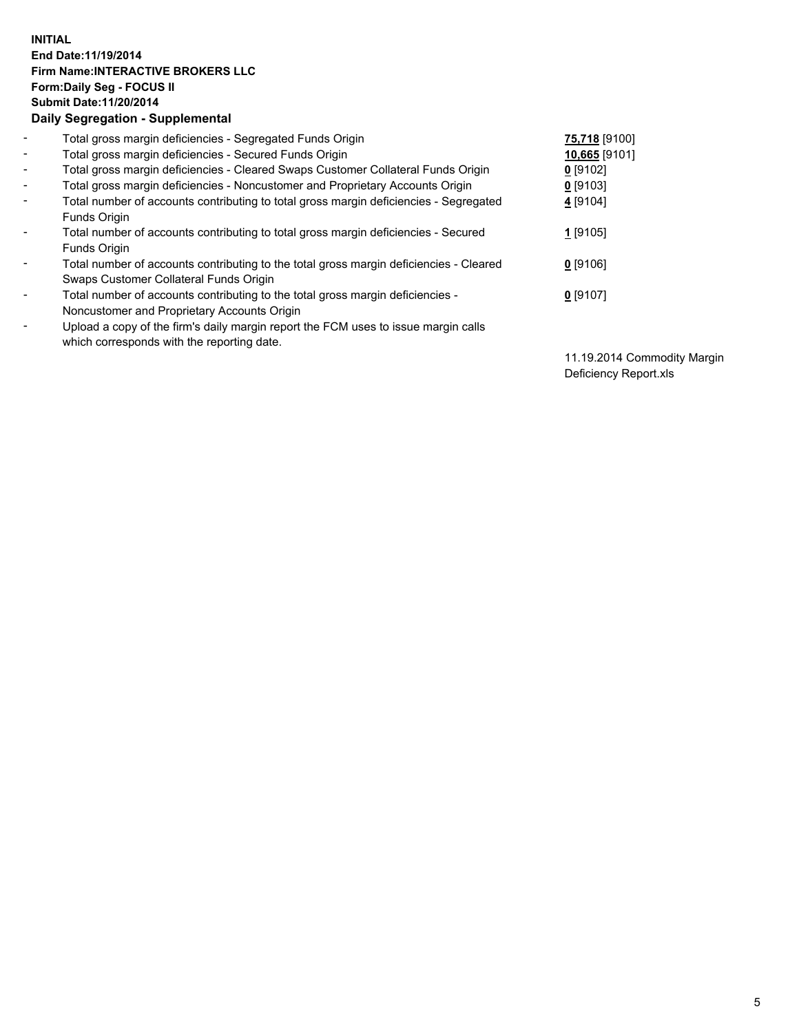**INITIAL**
**End Date:11/19/2014**
**Firm Name:INTERACTIVE BROKERS LLC**
**Form:Daily Seg - FOCUS II**
**Submit Date:11/20/2014**
**Daily Segregation - Supplemental**

| | | |
|---|---|---|
| - | Total gross margin deficiencies - Segregated Funds Origin | **75,718** [9100] |
| - | Total gross margin deficiencies - Secured Funds Origin | **10,665** [9101] |
| - | Total gross margin deficiencies - Cleared Swaps Customer Collateral Funds Origin | **0** [9102] |
| - | Total gross margin deficiencies - Noncustomer and Proprietary Accounts Origin | **0** [9103] |
| - | Total number of accounts contributing to total gross margin deficiencies - Segregated Funds Origin | **4** [9104] |
| - | Total number of accounts contributing to total gross margin deficiencies - Secured Funds Origin | **1** [9105] |
| - | Total number of accounts contributing to the total gross margin deficiencies - Cleared Swaps Customer Collateral Funds Origin | **0** [9106] |
| - | Total number of accounts contributing to the total gross margin deficiencies - Noncustomer and Proprietary Accounts Origin | **0** [9107] |
| - | Upload a copy of the firm's daily margin report the FCM uses to issue margin calls which corresponds with the reporting date. | 11.19.2014 Commodity Margin Deficiency Report.xls |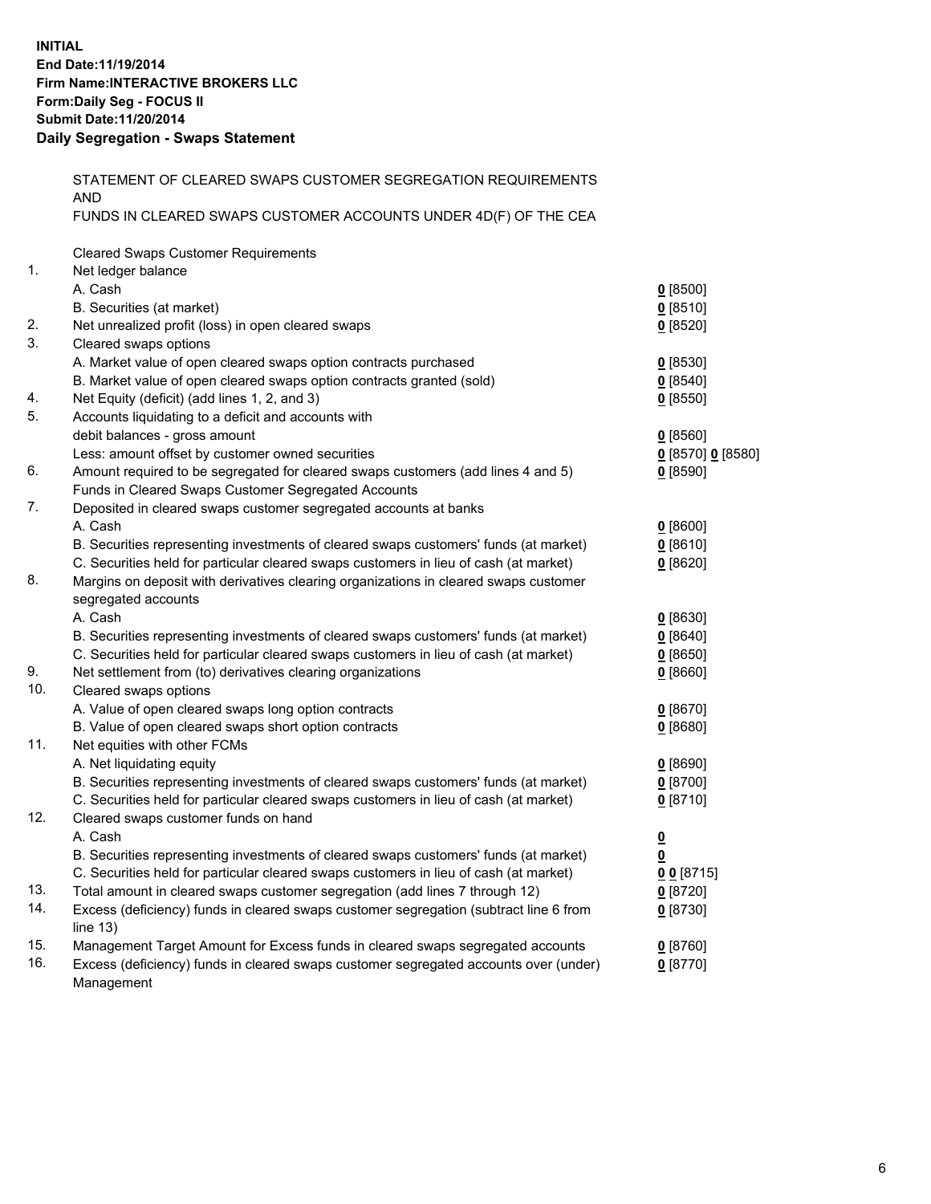**INITIAL**
**End Date:11/19/2014**
**Firm Name:INTERACTIVE BROKERS LLC**
**Form:Daily Seg - FOCUS II**
**Submit Date:11/20/2014**
**Daily Segregation - Swaps Statement**

STATEMENT OF CLEARED SWAPS CUSTOMER SEGREGATION REQUIREMENTS AND FUNDS IN CLEARED SWAPS CUSTOMER ACCOUNTS UNDER 4D(F) OF THE CEA

| | | |
|---|---|---|
| | Cleared Swaps Customer Requirements | |
| 1. | Net ledger balance | |
| | A. Cash | 0 [8500] |
| | B. Securities (at market) | 0 [8510] |
| 2. | Net unrealized profit (loss) in open cleared swaps | 0 [8520] |
| 3. | Cleared swaps options | |
| | A. Market value of open cleared swaps option contracts purchased | 0 [8530] |
| | B. Market value of open cleared swaps option contracts granted (sold) | 0 [8540] |
| 4. | Net Equity (deficit) (add lines 1, 2, and 3) | 0 [8550] |
| 5. | Accounts liquidating to a deficit and accounts with debit balances - gross amount | 0 [8560] |
| | Less: amount offset by customer owned securities | 0 [8570] 0 [8580] |
| 6. | Amount required to be segregated for cleared swaps customers (add lines 4 and 5) | 0 [8590] |
| | Funds in Cleared Swaps Customer Segregated Accounts | |
| 7. | Deposited in cleared swaps customer segregated accounts at banks | |
| | A. Cash | 0 [8600] |
| | B. Securities representing investments of cleared swaps customers' funds (at market) | 0 [8610] |
| | C. Securities held for particular cleared swaps customers in lieu of cash (at market) | 0 [8620] |
| 8. | Margins on deposit with derivatives clearing organizations in cleared swaps customer segregated accounts | |
| | A. Cash | 0 [8630] |
| | B. Securities representing investments of cleared swaps customers' funds (at market) | 0 [8640] |
| | C. Securities held for particular cleared swaps customers in lieu of cash (at market) | 0 [8650] |
| 9. | Net settlement from (to) derivatives clearing organizations | 0 [8660] |
| 10. | Cleared swaps options | |
| | A. Value of open cleared swaps long option contracts | 0 [8670] |
| | B. Value of open cleared swaps short option contracts | 0 [8680] |
| 11. | Net equities with other FCMs | |
| | A. Net liquidating equity | 0 [8690] |
| | B. Securities representing investments of cleared swaps customers' funds (at market) | 0 [8700] |
| | C. Securities held for particular cleared swaps customers in lieu of cash (at market) | 0 [8710] |
| 12. | Cleared swaps customer funds on hand | |
| | A. Cash | 0 |
| | B. Securities representing investments of cleared swaps customers' funds (at market) | 0 |
| | C. Securities held for particular cleared swaps customers in lieu of cash (at market) | 0 0 [8715] |
| 13. | Total amount in cleared swaps customer segregation (add lines 7 through 12) | 0 [8720] |
| 14. | Excess (deficiency) funds in cleared swaps customer segregation (subtract line 6 from line 13) | 0 [8730] |
| 15. | Management Target Amount for Excess funds in cleared swaps segregated accounts | 0 [8760] |
| 16. | Excess (deficiency) funds in cleared swaps customer segregated accounts over (under) Management | 0 [8770] |